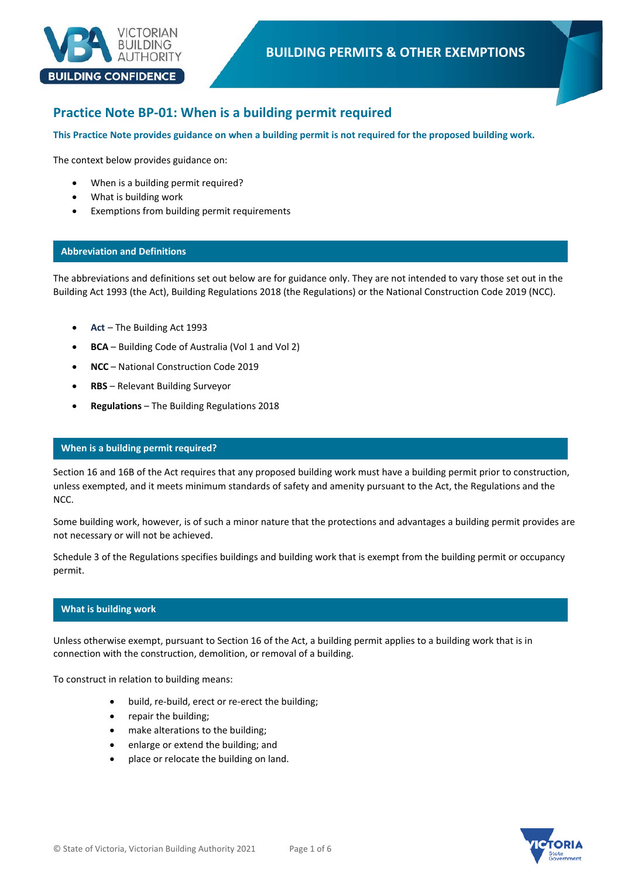BUILDING PERMITS & OTHER EXEMPTIONS

# Practice Note BP-01: When is a building permit required

**This Practice Note provides guidance on when a building permit is not required for the proposed building work.**

The context below provides guidance on:

- When is a building permit required?
- What is building work
- Exemptions from building permit requirements

## Abbreviation and Definitions

The abbreviations and definitions set out below are for guidance only. They are not intended to vary those set out in the Building Act 1993 (the Act), Building Regulations 2018 (the Regulations) or the National Construction Code 2019 (NCC).

- **Act** – The Building Act 1993
- **BCA** – Building Code of Australia (Vol 1 and Vol 2)
- **NCC** – National Construction Code 2019
- **RBS** – Relevant Building Surveyor
- **Regulations** – The Building Regulations 2018

## When is a building permit required?

Section 16 and 16B of the Act requires that any proposed building work must have a building permit prior to construction, unless exempted, and it meets minimum standards of safety and amenity pursuant to the Act, the Regulations and the NCC.

Some building work, however, is of such a minor nature that the protections and advantages a building permit provides are not necessary or will not be achieved.

Schedule 3 of the Regulations specifies buildings and building work that is exempt from the building permit or occupancy permit.

## What is building work

Unless otherwise exempt, pursuant to Section 16 of the Act, a building permit applies to a building work that is in connection with the construction, demolition, or removal of a building.

To construct in relation to building means:

- build, re-build, erect or re-erect the building;
- repair the building;
- make alterations to the building;
- enlarge or extend the building; and
- place or relocate the building on land.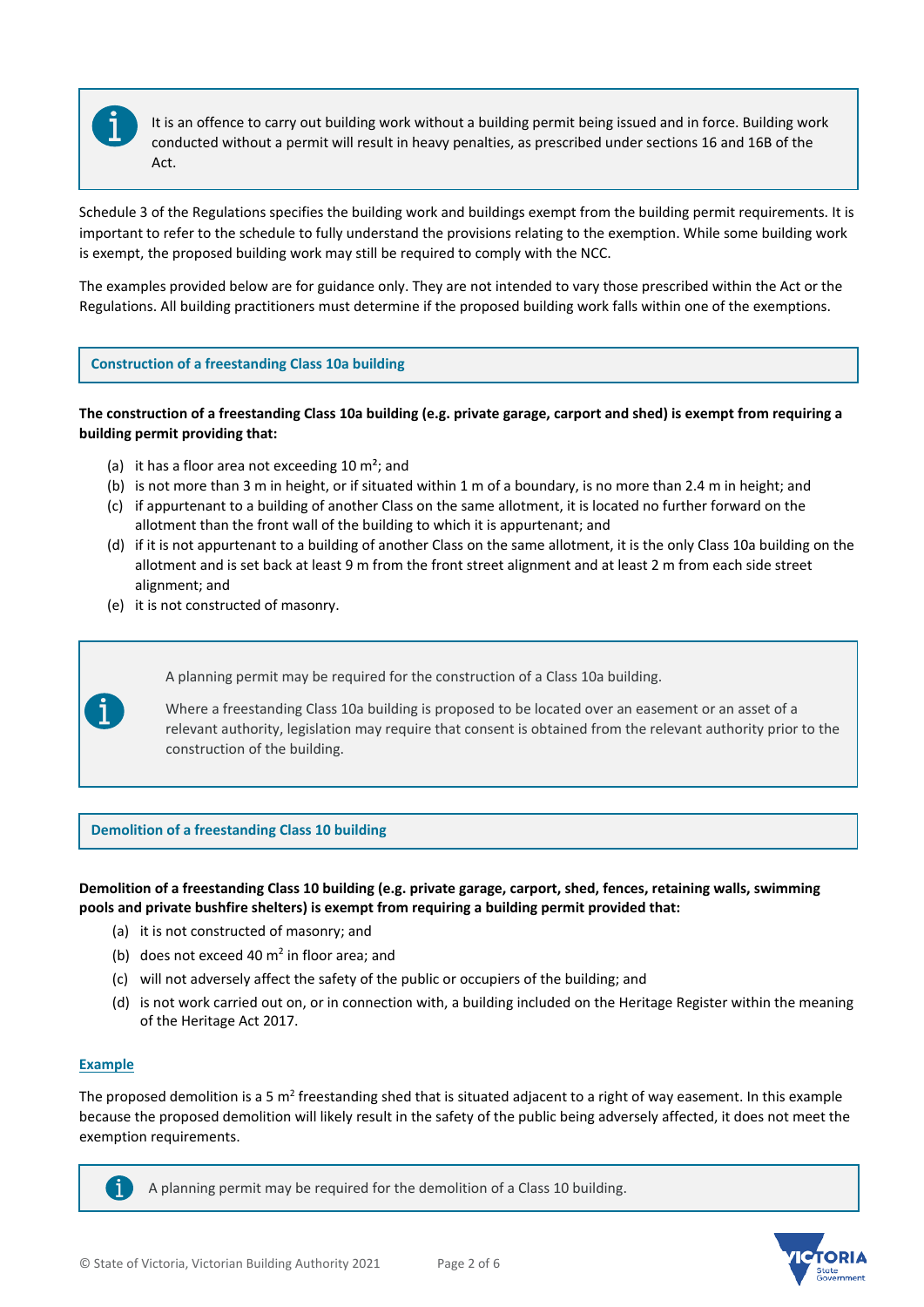> It is an offence to carry out building work without a building permit being issued and in force. Building work conducted without a permit will result in heavy penalties, as prescribed under sections 16 and 16B of the Act.

Schedule 3 of the Regulations specifies the building work and buildings exempt from the building permit requirements. It is important to refer to the schedule to fully understand the provisions relating to the exemption. While some building work is exempt, the proposed building work may still be required to comply with the NCC.

The examples provided below are for guidance only. They are not intended to vary those prescribed within the Act or the Regulations. All building practitioners must determine if the proposed building work falls within one of the exemptions.

## Construction of a freestanding Class 10a building

**The construction of a freestanding Class 10a building (e.g. private garage, carport and shed) is exempt from requiring a building permit providing that:**

(a) it has a floor area not exceeding 10 m$^2$; and
(b) is not more than 3 m in height, or if situated within 1 m of a boundary, is no more than 2.4 m in height; and
(c) if appurtenant to a building of another Class on the same allotment, it is located no further forward on the allotment than the front wall of the building to which it is appurtenant; and
(d) if it is not appurtenant to a building of another Class on the same allotment, it is the only Class 10a building on the allotment and is set back at least 9 m from the front street alignment and at least 2 m from each side street alignment; and
(e) it is not constructed of masonry.

> A planning permit may be required for the construction of a Class 10a building.
>
> Where a freestanding Class 10a building is proposed to be located over an easement or an asset of a relevant authority, legislation may require that consent is obtained from the relevant authority prior to the construction of the building.

## Demolition of a freestanding Class 10 building

**Demolition of a freestanding Class 10 building (e.g. private garage, carport, shed, fences, retaining walls, swimming pools and private bushfire shelters) is exempt from requiring a building permit provided that:**

(a) it is not constructed of masonry; and
(b) does not exceed 40 m$^2$ in floor area; and
(c) will not adversely affect the safety of the public or occupiers of the building; and
(d) is not work carried out on, or in connection with, a building included on the Heritage Register within the meaning of the Heritage Act 2017.

**Example**

The proposed demolition is a 5 m$^2$ freestanding shed that is situated adjacent to a right of way easement. In this example because the proposed demolition will likely result in the safety of the public being adversely affected, it does not meet the exemption requirements.

> A planning permit may be required for the demolition of a Class 10 building.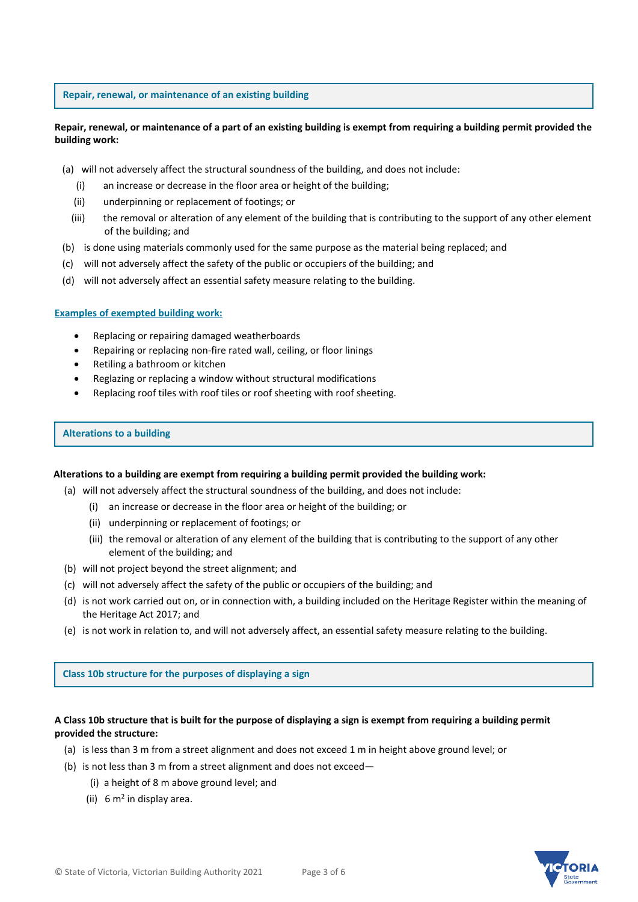## Repair, renewal, or maintenance of an existing building

**Repair, renewal, or maintenance of a part of an existing building is exempt from requiring a building permit provided the building work:**

(a) will not adversely affect the structural soundness of the building, and does not include:

  (i) an increase or decrease in the floor area or height of the building;

  (ii) underpinning or replacement of footings; or

  (iii) the removal or alteration of any element of the building that is contributing to the support of any other element of the building; and

(b) is done using materials commonly used for the same purpose as the material being replaced; and

(c) will not adversely affect the safety of the public or occupiers of the building; and

(d) will not adversely affect an essential safety measure relating to the building.

### Examples of exempted building work:

- Replacing or repairing damaged weatherboards
- Repairing or replacing non-fire rated wall, ceiling, or floor linings
- Retiling a bathroom or kitchen
- Reglazing or replacing a window without structural modifications
- Replacing roof tiles with roof tiles or roof sheeting with roof sheeting.

## Alterations to a building

**Alterations to a building are exempt from requiring a building permit provided the building work:**

(a) will not adversely affect the structural soundness of the building, and does not include:

  (i) an increase or decrease in the floor area or height of the building; or

  (ii) underpinning or replacement of footings; or

  (iii) the removal or alteration of any element of the building that is contributing to the support of any other element of the building; and

(b) will not project beyond the street alignment; and

(c) will not adversely affect the safety of the public or occupiers of the building; and

(d) is not work carried out on, or in connection with, a building included on the Heritage Register within the meaning of the Heritage Act 2017; and

(e) is not work in relation to, and will not adversely affect, an essential safety measure relating to the building.

## Class 10b structure for the purposes of displaying a sign

**A Class 10b structure that is built for the purpose of displaying a sign is exempt from requiring a building permit provided the structure:**

(a) is less than 3 m from a street alignment and does not exceed 1 m in height above ground level; or

(b) is not less than 3 m from a street alignment and does not exceed—

  (i) a height of 8 m above ground level; and

  (ii) 6 $m^2$ in display area.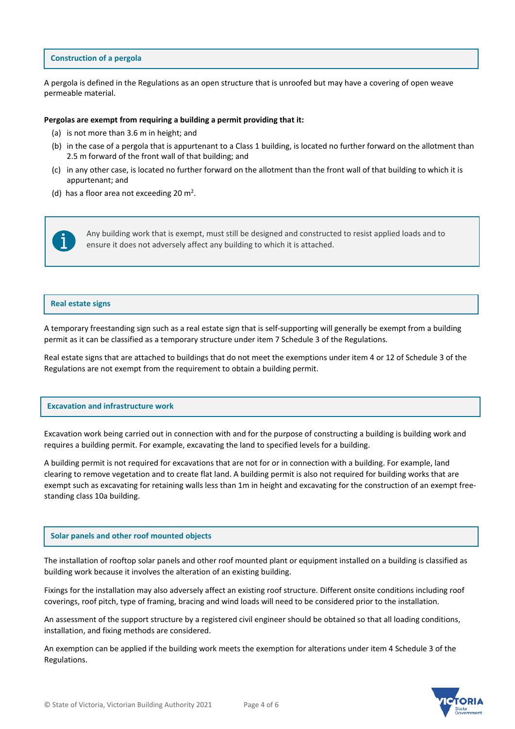## Construction of a pergola

A pergola is defined in the Regulations as an open structure that is unroofed but may have a covering of open weave permeable material.

**Pergolas are exempt from requiring a building a permit providing that it:**

(a) is not more than 3.6 m in height; and

(b) in the case of a pergola that is appurtenant to a Class 1 building, is located no further forward on the allotment than 2.5 m forward of the front wall of that building; and

(c) in any other case, is located no further forward on the allotment than the front wall of that building to which it is appurtenant; and

(d) has a floor area not exceeding 20 $m^2$.

> Any building work that is exempt, must still be designed and constructed to resist applied loads and to ensure it does not adversely affect any building to which it is attached.

## Real estate signs

A temporary freestanding sign such as a real estate sign that is self-supporting will generally be exempt from a building permit as it can be classified as a temporary structure under item 7 Schedule 3 of the Regulations.

Real estate signs that are attached to buildings that do not meet the exemptions under item 4 or 12 of Schedule 3 of the Regulations are not exempt from the requirement to obtain a building permit.

## Excavation and infrastructure work

Excavation work being carried out in connection with and for the purpose of constructing a building is building work and requires a building permit. For example, excavating the land to specified levels for a building.

A building permit is not required for excavations that are not for or in connection with a building. For example, land clearing to remove vegetation and to create flat land. A building permit is also not required for building works that are exempt such as excavating for retaining walls less than 1m in height and excavating for the construction of an exempt free-standing class 10a building.

## Solar panels and other roof mounted objects

The installation of rooftop solar panels and other roof mounted plant or equipment installed on a building is classified as building work because it involves the alteration of an existing building.

Fixings for the installation may also adversely affect an existing roof structure. Different onsite conditions including roof coverings, roof pitch, type of framing, bracing and wind loads will need to be considered prior to the installation.

An assessment of the support structure by a registered civil engineer should be obtained so that all loading conditions, installation, and fixing methods are considered.

An exemption can be applied if the building work meets the exemption for alterations under item 4 Schedule 3 of the Regulations.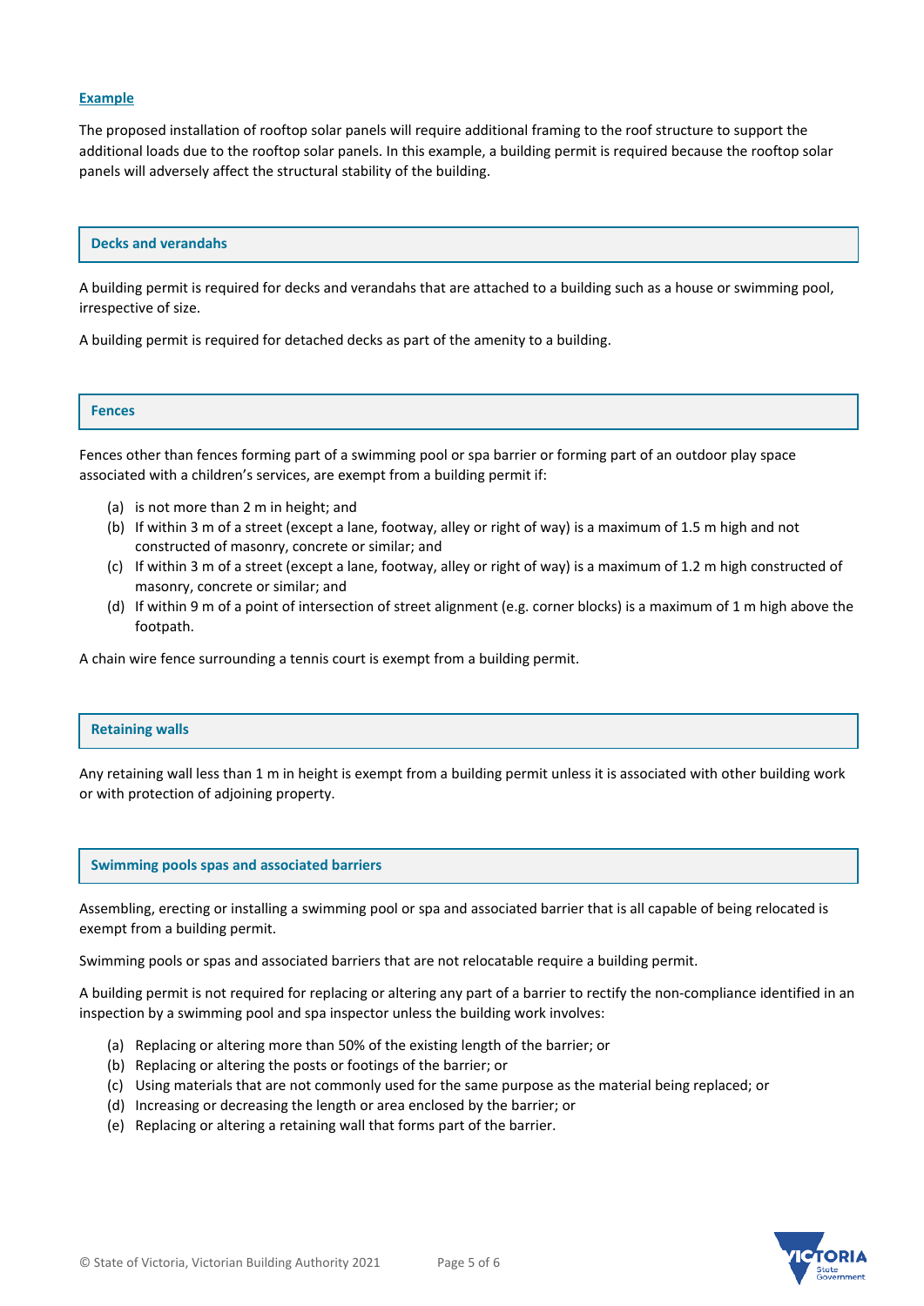**Example**

The proposed installation of rooftop solar panels will require additional framing to the roof structure to support the additional loads due to the rooftop solar panels. In this example, a building permit is required because the rooftop solar panels will adversely affect the structural stability of the building.

## Decks and verandahs

A building permit is required for decks and verandahs that are attached to a building such as a house or swimming pool, irrespective of size.

A building permit is required for detached decks as part of the amenity to a building.

## Fences

Fences other than fences forming part of a swimming pool or spa barrier or forming part of an outdoor play space associated with a children's services, are exempt from a building permit if:

(a) is not more than 2 m in height; and
(b) If within 3 m of a street (except a lane, footway, alley or right of way) is a maximum of 1.5 m high and not constructed of masonry, concrete or similar; and
(c) If within 3 m of a street (except a lane, footway, alley or right of way) is a maximum of 1.2 m high constructed of masonry, concrete or similar; and
(d) If within 9 m of a point of intersection of street alignment (e.g. corner blocks) is a maximum of 1 m high above the footpath.

A chain wire fence surrounding a tennis court is exempt from a building permit.

## Retaining walls

Any retaining wall less than 1 m in height is exempt from a building permit unless it is associated with other building work or with protection of adjoining property.

## Swimming pools spas and associated barriers

Assembling, erecting or installing a swimming pool or spa and associated barrier that is all capable of being relocated is exempt from a building permit.

Swimming pools or spas and associated barriers that are not relocatable require a building permit.

A building permit is not required for replacing or altering any part of a barrier to rectify the non-compliance identified in an inspection by a swimming pool and spa inspector unless the building work involves:

(a) Replacing or altering more than 50% of the existing length of the barrier; or
(b) Replacing or altering the posts or footings of the barrier; or
(c) Using materials that are not commonly used for the same purpose as the material being replaced; or
(d) Increasing or decreasing the length or area enclosed by the barrier; or
(e) Replacing or altering a retaining wall that forms part of the barrier.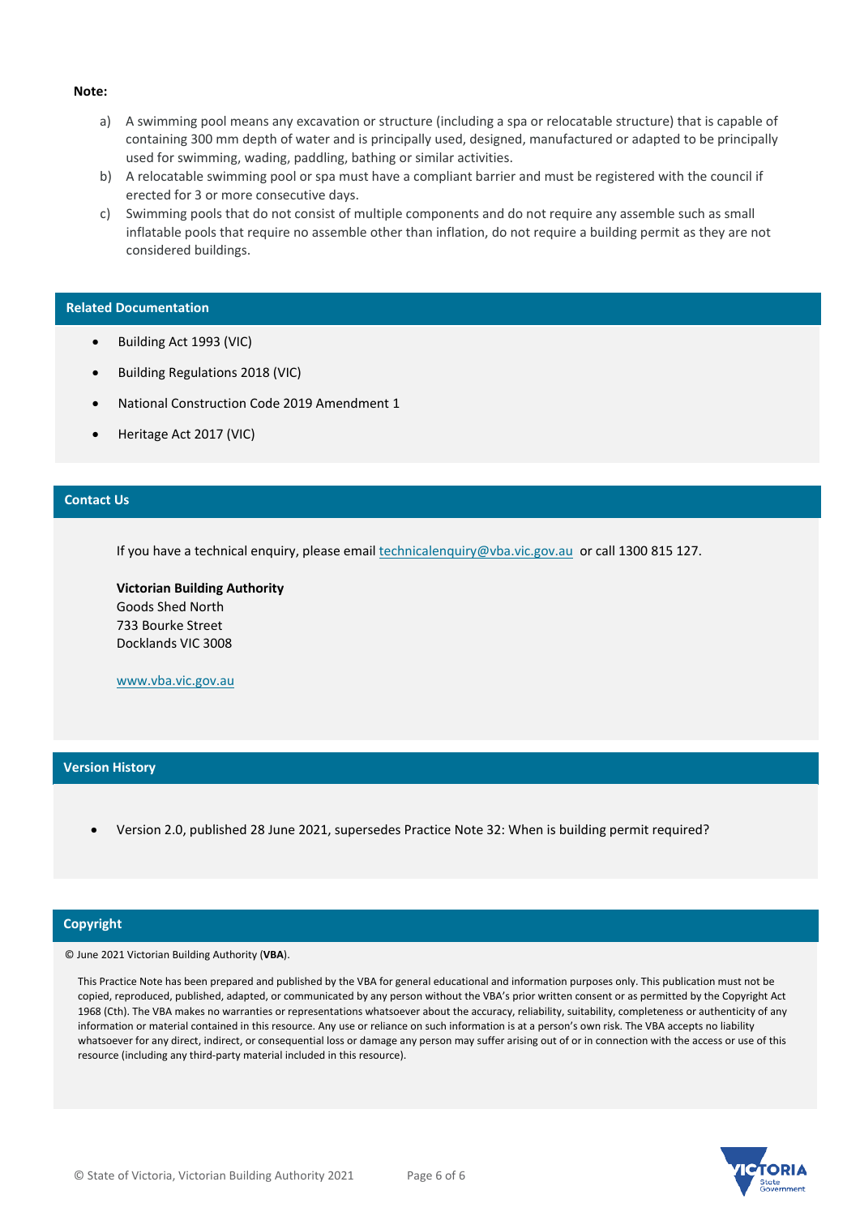**Note:**

a) A swimming pool means any excavation or structure (including a spa or relocatable structure) that is capable of containing 300 mm depth of water and is principally used, designed, manufactured or adapted to be principally used for swimming, wading, paddling, bathing or similar activities.

b) A relocatable swimming pool or spa must have a compliant barrier and must be registered with the council if erected for 3 or more consecutive days.

c) Swimming pools that do not consist of multiple components and do not require any assemble such as small inflatable pools that require no assemble other than inflation, do not require a building permit as they are not considered buildings.

## Related Documentation

- Building Act 1993 (VIC)
- Building Regulations 2018 (VIC)
- National Construction Code 2019 Amendment 1
- Heritage Act 2017 (VIC)

## Contact Us

If you have a technical enquiry, please email technicalenquiry@vba.vic.gov.au or call 1300 815 127.

**Victorian Building Authority**
Goods Shed North
733 Bourke Street
Docklands VIC 3008

www.vba.vic.gov.au

## Version History

- Version 2.0, published 28 June 2021, supersedes Practice Note 32: When is building permit required?

## Copyright

© June 2021 Victorian Building Authority (**VBA**).

This Practice Note has been prepared and published by the VBA for general educational and information purposes only. This publication must not be copied, reproduced, published, adapted, or communicated by any person without the VBA's prior written consent or as permitted by the Copyright Act 1968 (Cth). The VBA makes no warranties or representations whatsoever about the accuracy, reliability, suitability, completeness or authenticity of any information or material contained in this resource. Any use or reliance on such information is at a person's own risk. The VBA accepts no liability whatsoever for any direct, indirect, or consequential loss or damage any person may suffer arising out of or in connection with the access or use of this resource (including any third-party material included in this resource).